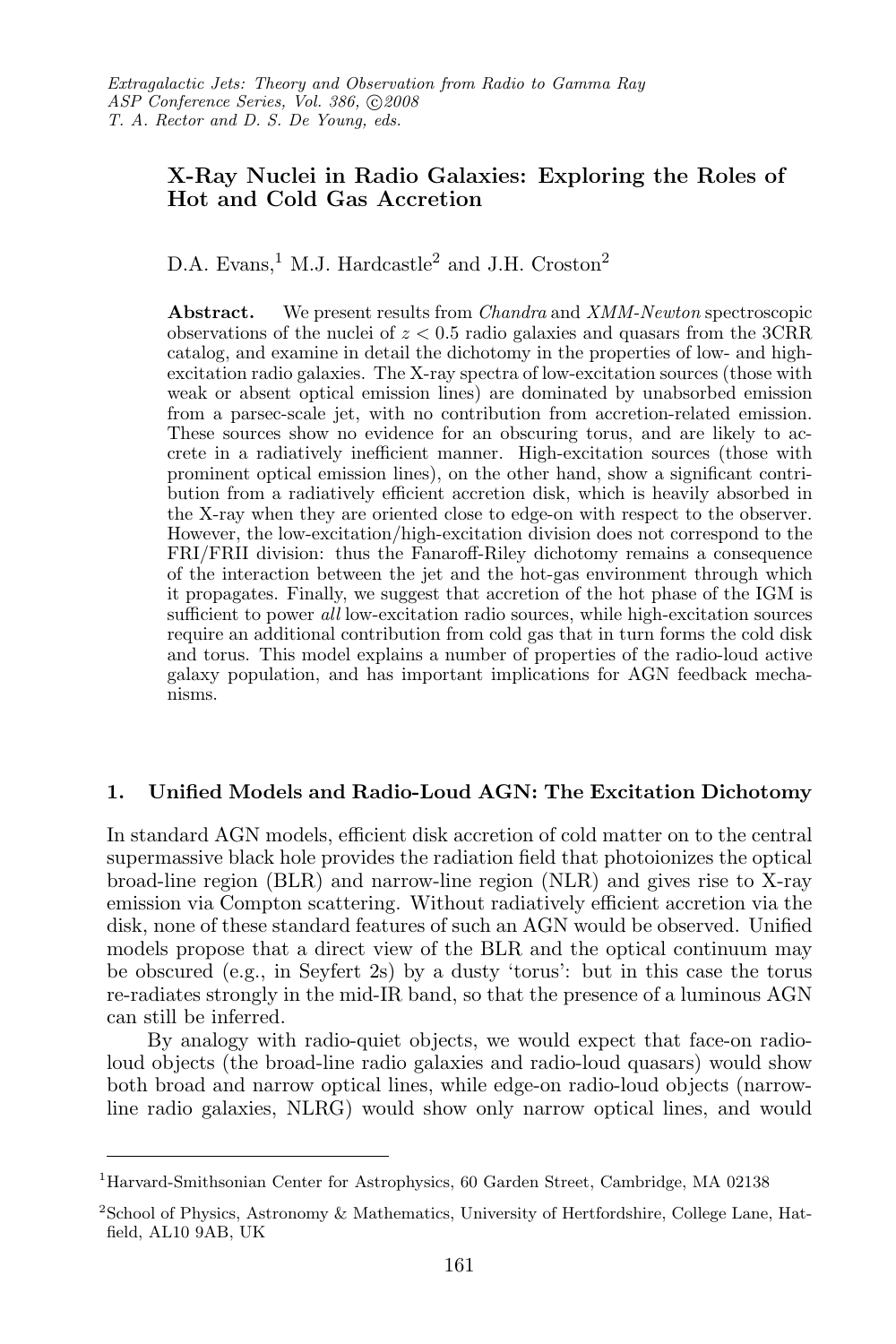# X-Ray Nuclei in Radio Galaxies: Exploring the Roles of Hot and Cold Gas Accretion

D.A. Evans,[1] M.J. Hardcastle[2] and J.H. Croston[2]

**Abstract.** We present results from *Chandra* and *XMM-Newton* spectroscopic observations of the nuclei of $z < 0.5$ radio galaxies and quasars from the 3CRR catalog, and examine in detail the dichotomy in the properties of low- and high-excitation radio galaxies. The X-ray spectra of low-excitation sources (those with weak or absent optical emission lines) are dominated by unabsorbed emission from a parsec-scale jet, with no contribution from accretion-related emission. These sources show no evidence for an obscuring torus, and are likely to accrete in a radiatively inefficient manner. High-excitation sources (those with prominent optical emission lines), on the other hand, show a significant contribution from a radiatively efficient accretion disk, which is heavily absorbed in the X-ray when they are oriented close to edge-on with respect to the observer. However, the low-excitation/high-excitation division does not correspond to the FRI/FRII division: thus the Fanaroff-Riley dichotomy remains a consequence of the interaction between the jet and the hot-gas environment through which it propagates. Finally, we suggest that accretion of the hot phase of the IGM is sufficient to power *all* low-excitation radio sources, while high-excitation sources require an additional contribution from cold gas that in turn forms the cold disk and torus. This model explains a number of properties of the radio-loud active galaxy population, and has important implications for AGN feedback mechanisms.

## 1. Unified Models and Radio-Loud AGN: The Excitation Dichotomy

In standard AGN models, efficient disk accretion of cold matter on to the central supermassive black hole provides the radiation field that photoionizes the optical broad-line region (BLR) and narrow-line region (NLR) and gives rise to X-ray emission via Compton scattering. Without radiatively efficient accretion via the disk, none of these standard features of such an AGN would be observed. Unified models propose that a direct view of the BLR and the optical continuum may be obscured (e.g., in Seyfert 2s) by a dusty 'torus': but in this case the torus re-radiates strongly in the mid-IR band, so that the presence of a luminous AGN can still be inferred.

By analogy with radio-quiet objects, we would expect that face-on radio-loud objects (the broad-line radio galaxies and radio-loud quasars) would show both broad and narrow optical lines, while edge-on radio-loud objects (narrow-line radio galaxies, NLRG) would show only narrow optical lines, and would

---

[1] Harvard-Smithsonian Center for Astrophysics, 60 Garden Street, Cambridge, MA 02138

[2] School of Physics, Astronomy & Mathematics, University of Hertfordshire, College Lane, Hatfield, AL10 9AB, UK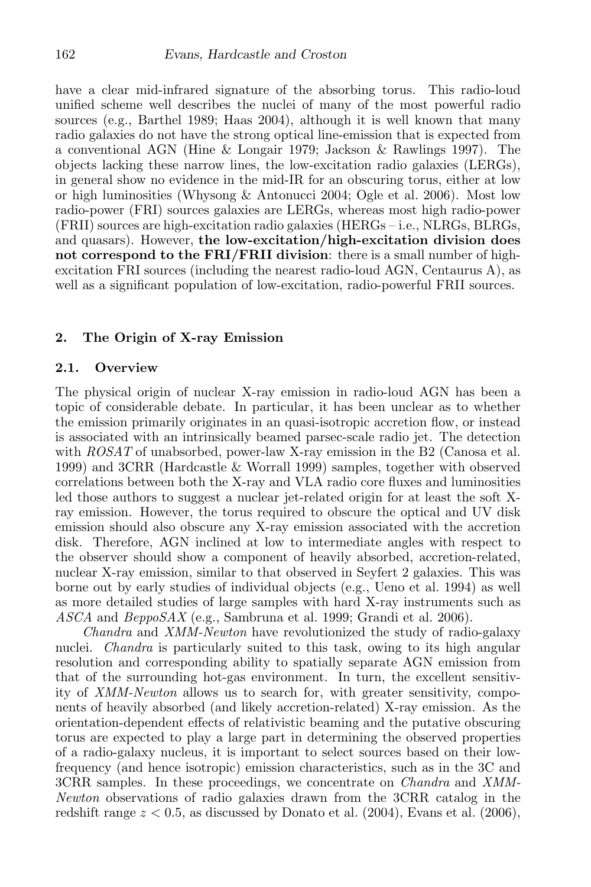have a clear mid-infrared signature of the absorbing torus. This radio-loud unified scheme well describes the nuclei of many of the most powerful radio sources (e.g., Barthel 1989; Haas 2004), although it is well known that many radio galaxies do not have the strong optical line-emission that is expected from a conventional AGN (Hine & Longair 1979; Jackson & Rawlings 1997). The objects lacking these narrow lines, the low-excitation radio galaxies (LERGs), in general show no evidence in the mid-IR for an obscuring torus, either at low or high luminosities (Whysong & Antonucci 2004; Ogle et al. 2006). Most low radio-power (FRI) sources galaxies are LERGs, whereas most high radio-power (FRII) sources are high-excitation radio galaxies (HERGs – i.e., NLRGs, BLRGs, and quasars). However, **the low-excitation/high-excitation division does not correspond to the FRI/FRII division**: there is a small number of high-excitation FRI sources (including the nearest radio-loud AGN, Centaurus A), as well as a significant population of low-excitation, radio-powerful FRII sources.

## 2. The Origin of X-ray Emission

### 2.1. Overview

The physical origin of nuclear X-ray emission in radio-loud AGN has been a topic of considerable debate. In particular, it has been unclear as to whether the emission primarily originates in an quasi-isotropic accretion flow, or instead is associated with an intrinsically beamed parsec-scale radio jet. The detection with *ROSAT* of unabsorbed, power-law X-ray emission in the B2 (Canosa et al. 1999) and 3CRR (Hardcastle & Worrall 1999) samples, together with observed correlations between both the X-ray and VLA radio core fluxes and luminosities led those authors to suggest a nuclear jet-related origin for at least the soft X-ray emission. However, the torus required to obscure the optical and UV disk emission should also obscure any X-ray emission associated with the accretion disk. Therefore, AGN inclined at low to intermediate angles with respect to the observer should show a component of heavily absorbed, accretion-related, nuclear X-ray emission, similar to that observed in Seyfert 2 galaxies. This was borne out by early studies of individual objects (e.g., Ueno et al. 1994) as well as more detailed studies of large samples with hard X-ray instruments such as *ASCA* and *BeppoSAX* (e.g., Sambruna et al. 1999; Grandi et al. 2006).

*Chandra* and *XMM-Newton* have revolutionized the study of radio-galaxy nuclei. *Chandra* is particularly suited to this task, owing to its high angular resolution and corresponding ability to spatially separate AGN emission from that of the surrounding hot-gas environment. In turn, the excellent sensitivity of *XMM-Newton* allows us to search for, with greater sensitivity, components of heavily absorbed (and likely accretion-related) X-ray emission. As the orientation-dependent effects of relativistic beaming and the putative obscuring torus are expected to play a large part in determining the observed properties of a radio-galaxy nucleus, it is important to select sources based on their low-frequency (and hence isotropic) emission characteristics, such as in the 3C and 3CRR samples. In these proceedings, we concentrate on *Chandra* and *XMM-Newton* observations of radio galaxies drawn from the 3CRR catalog in the redshift range $z < 0.5$, as discussed by Donato et al. (2004), Evans et al. (2006),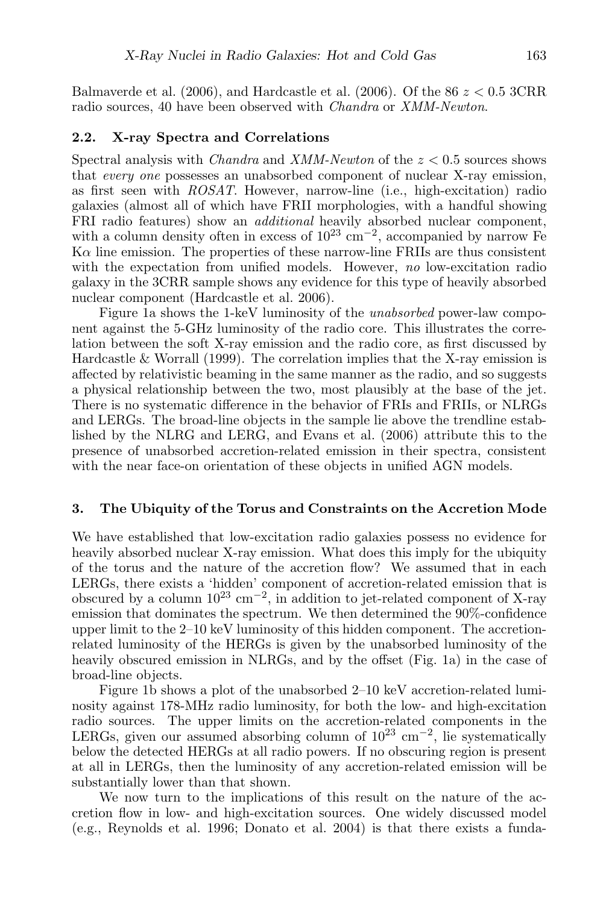Balmaverde et al. (2006), and Hardcastle et al. (2006). Of the 86 $z < 0.5$ 3CRR radio sources, 40 have been observed with *Chandra* or *XMM-Newton*.

### 2.2. X-ray Spectra and Correlations

Spectral analysis with *Chandra* and *XMM-Newton* of the $z < 0.5$ sources shows that *every one* possesses an unabsorbed component of nuclear X-ray emission, as first seen with *ROSAT*. However, narrow-line (i.e., high-excitation) radio galaxies (almost all of which have FRII morphologies, with a handful showing FRI radio features) show an *additional* heavily absorbed nuclear component, with a column density often in excess of $10^{23}$ cm$^{-2}$, accompanied by narrow Fe K$\alpha$ line emission. The properties of these narrow-line FRIIs are thus consistent with the expectation from unified models. However, *no* low-excitation radio galaxy in the 3CRR sample shows any evidence for this type of heavily absorbed nuclear component (Hardcastle et al. 2006).

Figure 1a shows the 1-keV luminosity of the *unabsorbed* power-law component against the 5-GHz luminosity of the radio core. This illustrates the correlation between the soft X-ray emission and the radio core, as first discussed by Hardcastle & Worrall (1999). The correlation implies that the X-ray emission is affected by relativistic beaming in the same manner as the radio, and so suggests a physical relationship between the two, most plausibly at the base of the jet. There is no systematic difference in the behavior of FRIs and FRIIs, or NLRGs and LERGs. The broad-line objects in the sample lie above the trendline established by the NLRG and LERG, and Evans et al. (2006) attribute this to the presence of unabsorbed accretion-related emission in their spectra, consistent with the near face-on orientation of these objects in unified AGN models.

## 3. The Ubiquity of the Torus and Constraints on the Accretion Mode

We have established that low-excitation radio galaxies possess no evidence for heavily absorbed nuclear X-ray emission. What does this imply for the ubiquity of the torus and the nature of the accretion flow? We assumed that in each LERGs, there exists a 'hidden' component of accretion-related emission that is obscured by a column $10^{23}$ cm$^{-2}$, in addition to jet-related component of X-ray emission that dominates the spectrum. We then determined the 90%-confidence upper limit to the 2–10 keV luminosity of this hidden component. The accretion-related luminosity of the HERGs is given by the unabsorbed luminosity of the heavily obscured emission in NLRGs, and by the offset (Fig. 1a) in the case of broad-line objects.

Figure 1b shows a plot of the unabsorbed 2–10 keV accretion-related luminosity against 178-MHz radio luminosity, for both the low- and high-excitation radio sources. The upper limits on the accretion-related components in the LERGs, given our assumed absorbing column of $10^{23}$ cm$^{-2}$, lie systematically below the detected HERGs at all radio powers. If no obscuring region is present at all in LERGs, then the luminosity of any accretion-related emission will be substantially lower than that shown.

We now turn to the implications of this result on the nature of the accretion flow in low- and high-excitation sources. One widely discussed model (e.g., Reynolds et al. 1996; Donato et al. 2004) is that there exists a funda-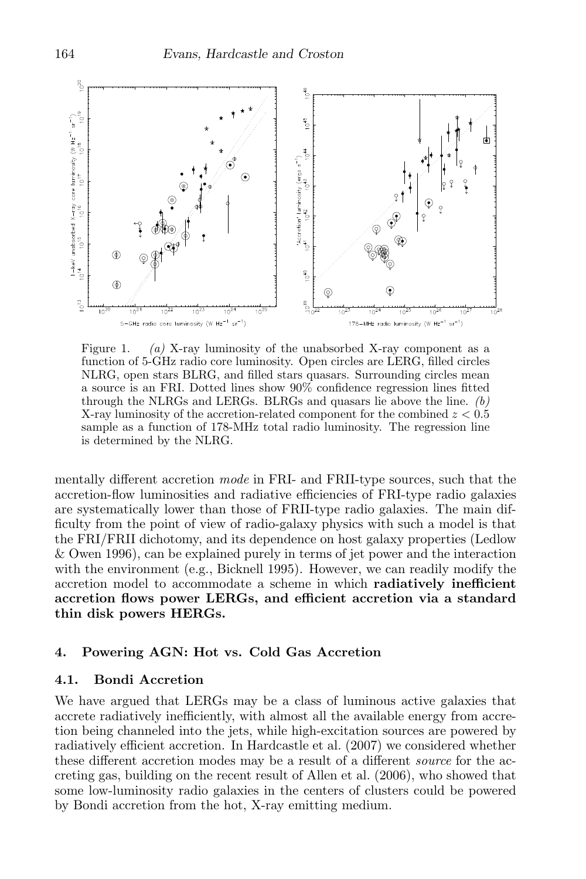Figure 1. *(a)* X-ray luminosity of the unabsorbed X-ray component as a function of 5-GHz radio core luminosity. Open circles are LERG, filled circles NLRG, open stars BLRG, and filled stars quasars. Surrounding circles mean a source is an FRI. Dotted lines show 90% confidence regression lines fitted through the NLRGs and LERGs. BLRGs and quasars lie above the line. *(b)* X-ray luminosity of the accretion-related component for the combined $z < 0.5$ sample as a function of 178-MHz total radio luminosity. The regression line is determined by the NLRG.

mentally different accretion *mode* in FRI- and FRII-type sources, such that the accretion-flow luminosities and radiative efficiencies of FRI-type radio galaxies are systematically lower than those of FRII-type radio galaxies. The main difficulty from the point of view of radio-galaxy physics with such a model is that the FRI/FRII dichotomy, and its dependence on host galaxy properties (Ledlow & Owen 1996), can be explained purely in terms of jet power and the interaction with the environment (e.g., Bicknell 1995). However, we can readily modify the accretion model to accommodate a scheme in which **radiatively inefficient accretion flows power LERGs, and efficient accretion via a standard thin disk powers HERGs.**

## 4. Powering AGN: Hot vs. Cold Gas Accretion

### 4.1. Bondi Accretion

We have argued that LERGs may be a class of luminous active galaxies that accrete radiatively inefficiently, with almost all the available energy from accretion being channeled into the jets, while high-excitation sources are powered by radiatively efficient accretion. In Hardcastle et al. (2007) we considered whether these different accretion modes may be a result of a different *source* for the accreting gas, building on the recent result of Allen et al. (2006), who showed that some low-luminosity radio galaxies in the centers of clusters could be powered by Bondi accretion from the hot, X-ray emitting medium.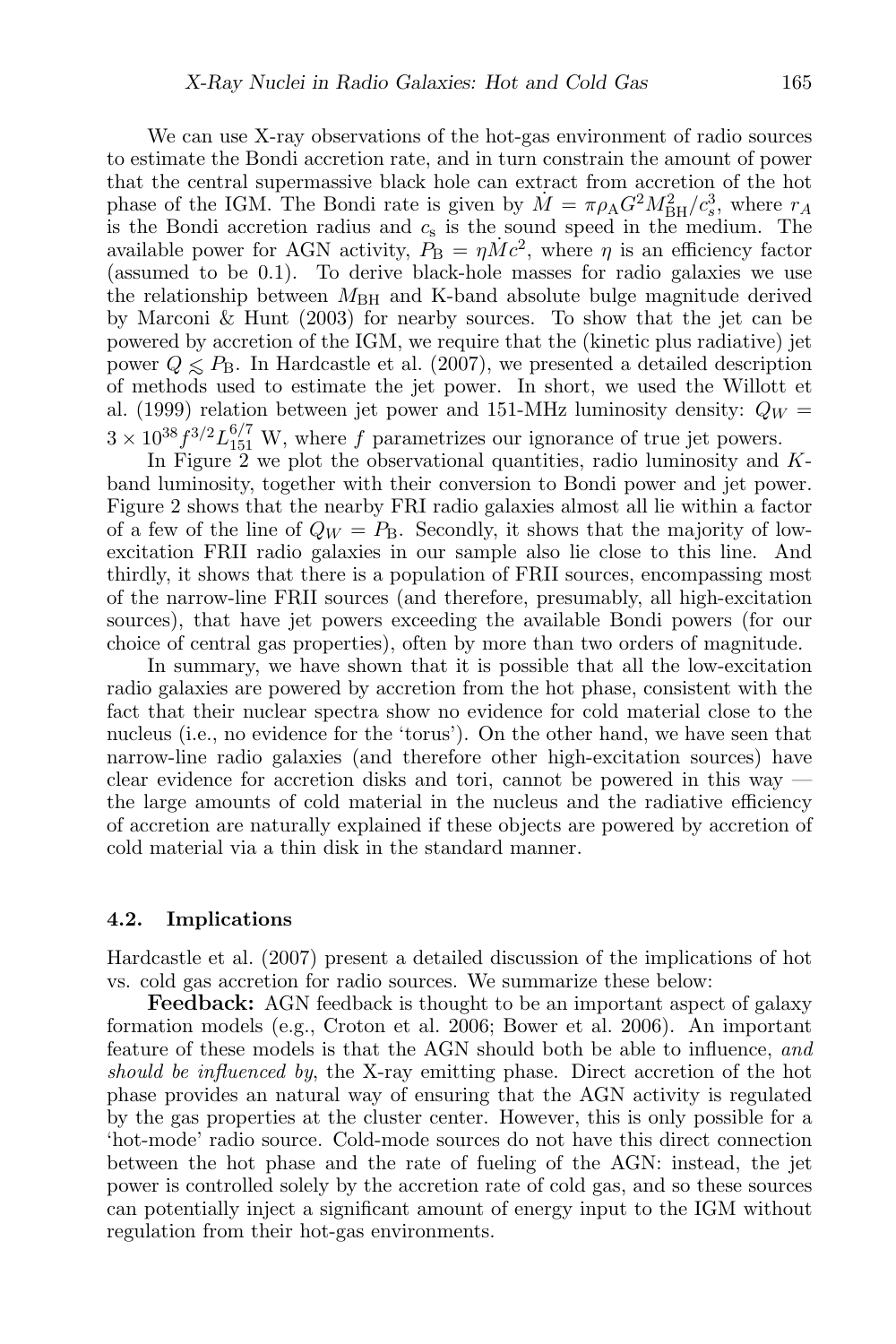We can use X-ray observations of the hot-gas environment of radio sources to estimate the Bondi accretion rate, and in turn constrain the amount of power that the central supermassive black hole can extract from accretion of the hot phase of the IGM. The Bondi rate is given by $\dot{M} = \pi \rho_{\rm A} G^2 M_{\rm BH}^2 / c_s^3$, where $r_A$ is the Bondi accretion radius and $c_{\rm s}$ is the sound speed in the medium. The available power for AGN activity, $P_{\rm B} = \eta \dot{M} c^2$, where $\eta$ is an efficiency factor (assumed to be 0.1). To derive black-hole masses for radio galaxies we use the relationship between $M_{\rm BH}$ and K-band absolute bulge magnitude derived by Marconi & Hunt (2003) for nearby sources. To show that the jet can be powered by accretion of the IGM, we require that the (kinetic plus radiative) jet power $Q \lesssim P_{\rm B}$. In Hardcastle et al. (2007), we presented a detailed description of methods used to estimate the jet power. In short, we used the Willott et al. (1999) relation between jet power and 151-MHz luminosity density: $Q_W = 3 \times 10^{38} f^{3/2} L_{151}^{6/7}$ W, where $f$ parametrizes our ignorance of true jet powers.

In Figure 2 we plot the observational quantities, radio luminosity and $K$-band luminosity, together with their conversion to Bondi power and jet power. Figure 2 shows that the nearby FRI radio galaxies almost all lie within a factor of a few of the line of $Q_W = P_{\rm B}$. Secondly, it shows that the majority of low-excitation FRII radio galaxies in our sample also lie close to this line. And thirdly, it shows that there is a population of FRII sources, encompassing most of the narrow-line FRII sources (and therefore, presumably, all high-excitation sources), that have jet powers exceeding the available Bondi powers (for our choice of central gas properties), often by more than two orders of magnitude.

In summary, we have shown that it is possible that all the low-excitation radio galaxies are powered by accretion from the hot phase, consistent with the fact that their nuclear spectra show no evidence for cold material close to the nucleus (i.e., no evidence for the 'torus'). On the other hand, we have seen that narrow-line radio galaxies (and therefore other high-excitation sources) have clear evidence for accretion disks and tori, cannot be powered in this way — the large amounts of cold material in the nucleus and the radiative efficiency of accretion are naturally explained if these objects are powered by accretion of cold material via a thin disk in the standard manner.

### 4.2. Implications

Hardcastle et al. (2007) present a detailed discussion of the implications of hot vs. cold gas accretion for radio sources. We summarize these below:

**Feedback:** AGN feedback is thought to be an important aspect of galaxy formation models (e.g., Croton et al. 2006; Bower et al. 2006). An important feature of these models is that the AGN should both be able to influence, *and should be influenced by*, the X-ray emitting phase. Direct accretion of the hot phase provides an natural way of ensuring that the AGN activity is regulated by the gas properties at the cluster center. However, this is only possible for a 'hot-mode' radio source. Cold-mode sources do not have this direct connection between the hot phase and the rate of fueling of the AGN: instead, the jet power is controlled solely by the accretion rate of cold gas, and so these sources can potentially inject a significant amount of energy input to the IGM without regulation from their hot-gas environments.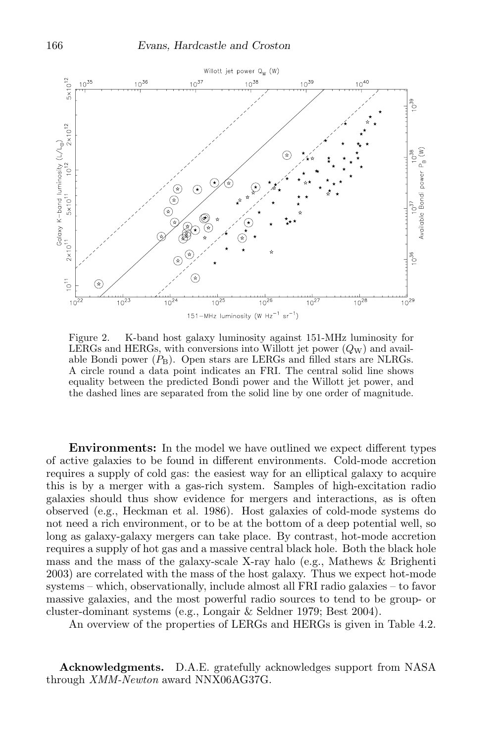Figure 2. K-band host galaxy luminosity against 151-MHz luminosity for LERGs and HERGs, with conversions into Willott jet power ($Q_{\mathrm{W}}$) and available Bondi power ($P_{\mathrm{B}}$). Open stars are LERGs and filled stars are NLRGs. A circle round a data point indicates an FRI. The central solid line shows equality between the predicted Bondi power and the Willott jet power, and the dashed lines are separated from the solid line by one order of magnitude.

**Environments:** In the model we have outlined we expect different types of active galaxies to be found in different environments. Cold-mode accretion requires a supply of cold gas: the easiest way for an elliptical galaxy to acquire this is by a merger with a gas-rich system. Samples of high-excitation radio galaxies should thus show evidence for mergers and interactions, as is often observed (e.g., Heckman et al. 1986). Host galaxies of cold-mode systems do not need a rich environment, or to be at the bottom of a deep potential well, so long as galaxy-galaxy mergers can take place. By contrast, hot-mode accretion requires a supply of hot gas and a massive central black hole. Both the black hole mass and the mass of the galaxy-scale X-ray halo (e.g., Mathews & Brighenti 2003) are correlated with the mass of the host galaxy. Thus we expect hot-mode systems – which, observationally, include almost all FRI radio galaxies – to favor massive galaxies, and the most powerful radio sources to tend to be group- or cluster-dominant systems (e.g., Longair & Seldner 1979; Best 2004).

An overview of the properties of LERGs and HERGs is given in Table 4.2.

**Acknowledgments.** D.A.E. gratefully acknowledges support from NASA through *XMM-Newton* award NNX06AG37G.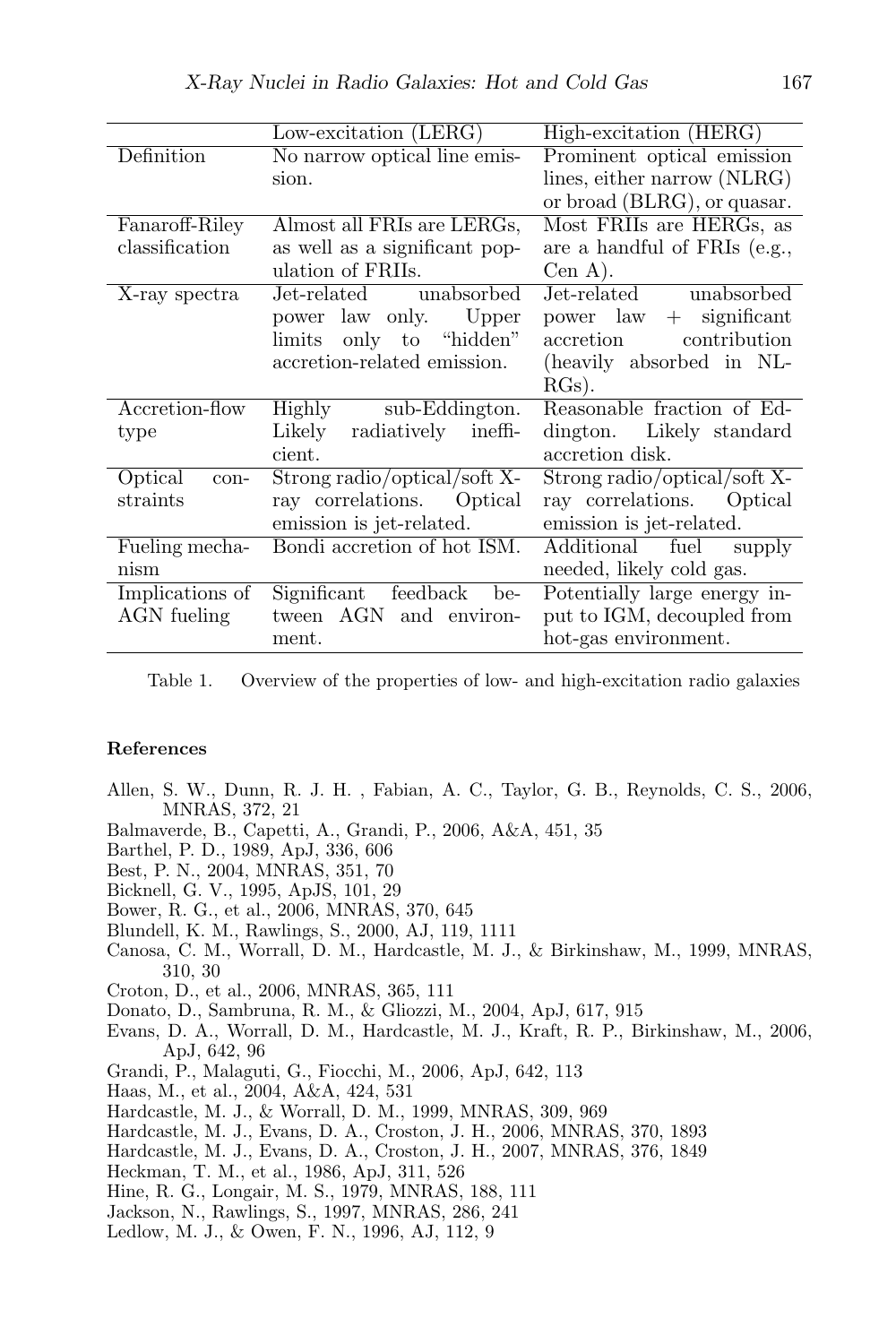| | Low-excitation (LERG) | High-excitation (HERG) |
|---|---|---|
| Definition | No narrow optical line emission. | Prominent optical emission lines, either narrow (NLRG) or broad (BLRG), or quasar. |
| Fanaroff-Riley classification | Almost all FRIs are LERGs, as well as a significant population of FRIIs. | Most FRIIs are HERGs, as are a handful of FRIs (e.g., Cen A). |
| X-ray spectra | Jet-related unabsorbed power law only. Upper limits only to "hidden" accretion-related emission. | Jet-related unabsorbed power law + significant accretion contribution (heavily absorbed in NLRGs). |
| Accretion-flow type | Highly sub-Eddington. Likely radiatively inefficient. | Reasonable fraction of Eddington. Likely standard accretion disk. |
| Optical constraints | Strong radio/optical/soft X-ray correlations. Optical emission is jet-related. | Strong radio/optical/soft X-ray correlations. Optical emission is jet-related. |
| Fueling mechanism | Bondi accretion of hot ISM. | Additional fuel supply needed, likely cold gas. |
| Implications of AGN fueling | Significant feedback between AGN and environment. | Potentially large energy input to IGM, decoupled from hot-gas environment. |

Table 1. Overview of the properties of low- and high-excitation radio galaxies

**References**

Allen, S. W., Dunn, R. J. H. , Fabian, A. C., Taylor, G. B., Reynolds, C. S., 2006, MNRAS, 372, 21

Balmaverde, B., Capetti, A., Grandi, P., 2006, A&A, 451, 35

Barthel, P. D., 1989, ApJ, 336, 606

Best, P. N., 2004, MNRAS, 351, 70

Bicknell, G. V., 1995, ApJS, 101, 29

Bower, R. G., et al., 2006, MNRAS, 370, 645

Blundell, K. M., Rawlings, S., 2000, AJ, 119, 1111

Canosa, C. M., Worrall, D. M., Hardcastle, M. J., & Birkinshaw, M., 1999, MNRAS, 310, 30

Croton, D., et al., 2006, MNRAS, 365, 111

Donato, D., Sambruna, R. M., & Gliozzi, M., 2004, ApJ, 617, 915

Evans, D. A., Worrall, D. M., Hardcastle, M. J., Kraft, R. P., Birkinshaw, M., 2006, ApJ, 642, 96

Grandi, P., Malaguti, G., Fiocchi, M., 2006, ApJ, 642, 113

Haas, M., et al., 2004, A&A, 424, 531

Hardcastle, M. J., & Worrall, D. M., 1999, MNRAS, 309, 969

Hardcastle, M. J., Evans, D. A., Croston, J. H., 2006, MNRAS, 370, 1893

Hardcastle, M. J., Evans, D. A., Croston, J. H., 2007, MNRAS, 376, 1849

Heckman, T. M., et al., 1986, ApJ, 311, 526

Hine, R. G., Longair, M. S., 1979, MNRAS, 188, 111

Jackson, N., Rawlings, S., 1997, MNRAS, 286, 241

Ledlow, M. J., & Owen, F. N., 1996, AJ, 112, 9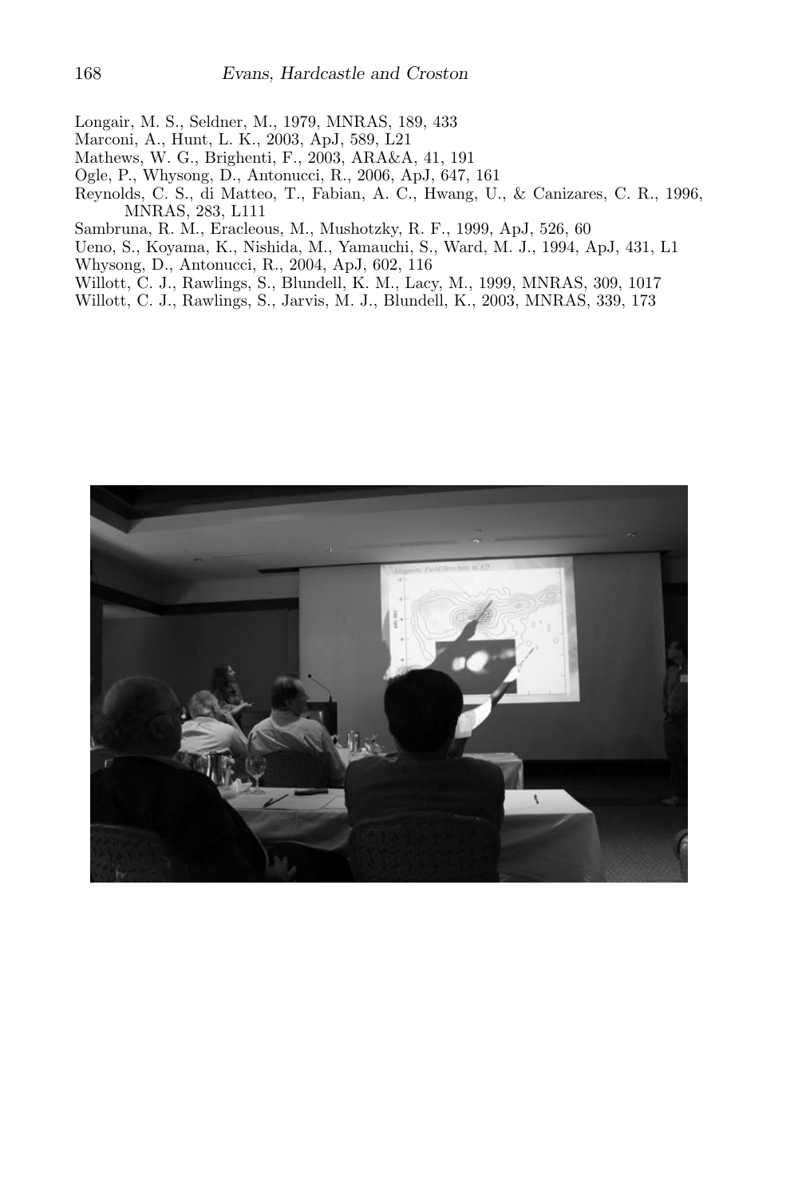Longair, M. S., Seldner, M., 1979, MNRAS, 189, 433

Marconi, A., Hunt, L. K., 2003, ApJ, 589, L21

Mathews, W. G., Brighenti, F., 2003, ARA&A, 41, 191

Ogle, P., Whysong, D., Antonucci, R., 2006, ApJ, 647, 161

Reynolds, C. S., di Matteo, T., Fabian, A. C., Hwang, U., & Canizares, C. R., 1996, MNRAS, 283, L111

Sambruna, R. M., Eracleous, M., Mushotzky, R. F., 1999, ApJ, 526, 60

Ueno, S., Koyama, K., Nishida, M., Yamauchi, S., Ward, M. J., 1994, ApJ, 431, L1

Whysong, D., Antonucci, R., 2004, ApJ, 602, 116

Willott, C. J., Rawlings, S., Blundell, K. M., Lacy, M., 1999, MNRAS, 309, 1017

Willott, C. J., Rawlings, S., Jarvis, M. J., Blundell, K., 2003, MNRAS, 339, 173